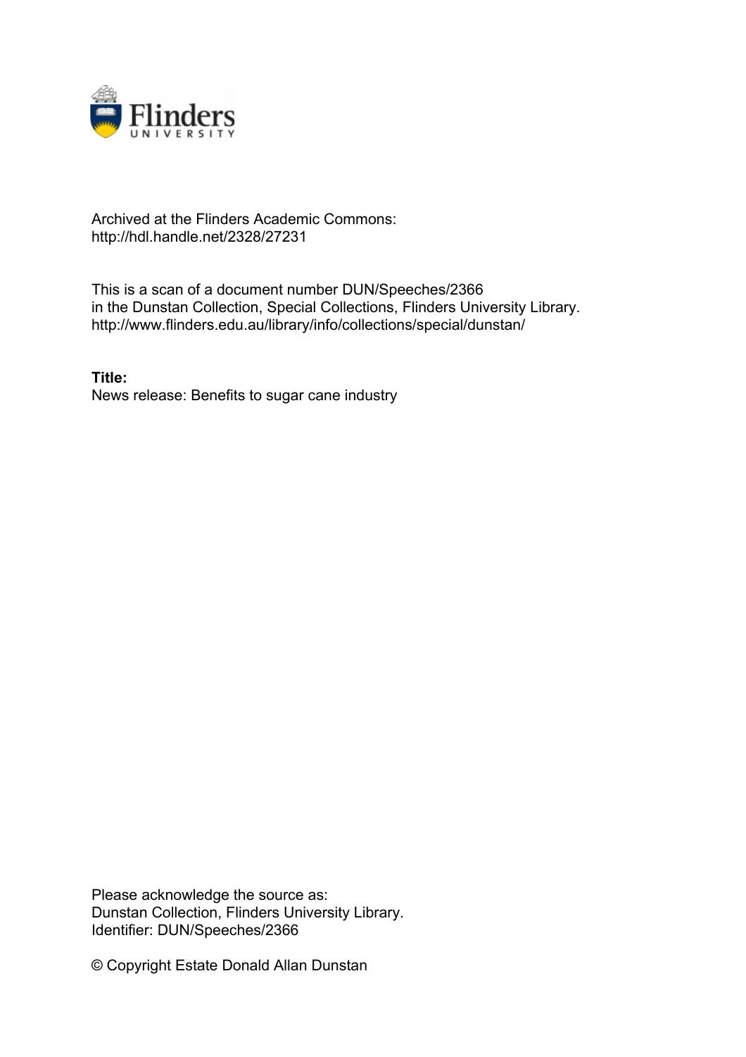Archived at the Flinders Academic Commons:
http://hdl.handle.net/2328/27231

This is a scan of a document number DUN/Speeches/2366
in the Dunstan Collection, Special Collections, Flinders University Library.
http://www.flinders.edu.au/library/info/collections/special/dunstan/

**Title:**
News release: Benefits to sugar cane industry

Please acknowledge the source as:
Dunstan Collection, Flinders University Library.
Identifier: DUN/Speeches/2366

© Copyright Estate Donald Allan Dunstan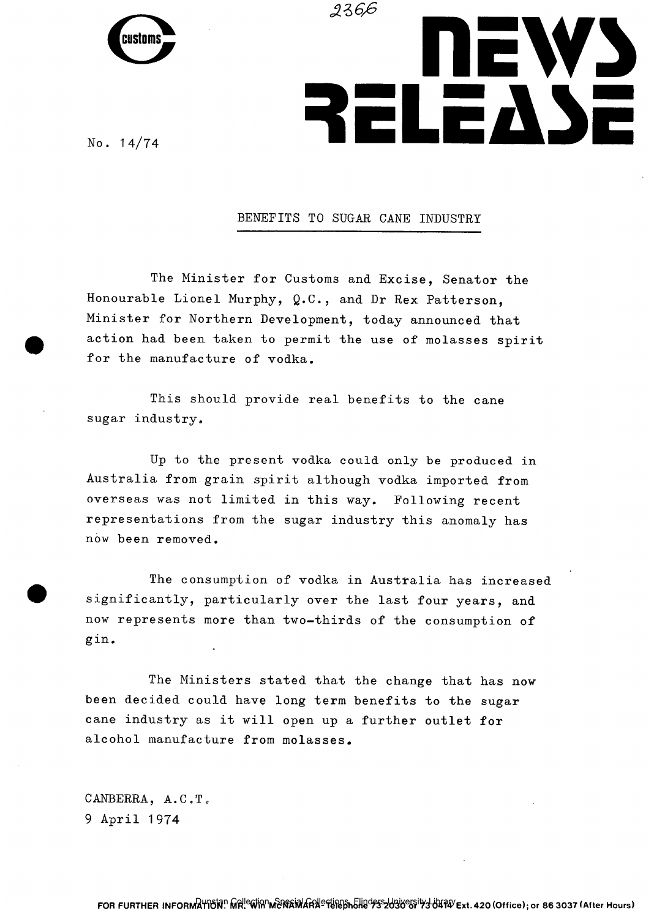2366

customs

# NEWS RELEASE

No. 14/74

## BENEFITS TO SUGAR CANE INDUSTRY

The Minister for Customs and Excise, Senator the Honourable Lionel Murphy, Q.C., and Dr Rex Patterson, Minister for Northern Development, today announced that action had been taken to permit the use of molasses spirit for the manufacture of vodka.

This should provide real benefits to the cane sugar industry.

Up to the present vodka could only be produced in Australia from grain spirit although vodka imported from overseas was not limited in this way. Following recent representations from the sugar industry this anomaly has now been removed.

The consumption of vodka in Australia has increased significantly, particularly over the last four years, and now represents more than two-thirds of the consumption of gin.

The Ministers stated that the change that has now been decided could have long term benefits to the sugar cane industry as it will open up a further outlet for alcohol manufacture from molasses.

CANBERRA, A.C.T.
9 April 1974

FOR FURTHER INFORMATION: MR. WIN McNAMARA - Telephone 73 2030 or 73 0414 Ext. 420 (Office); or 86 3037 (After Hours)